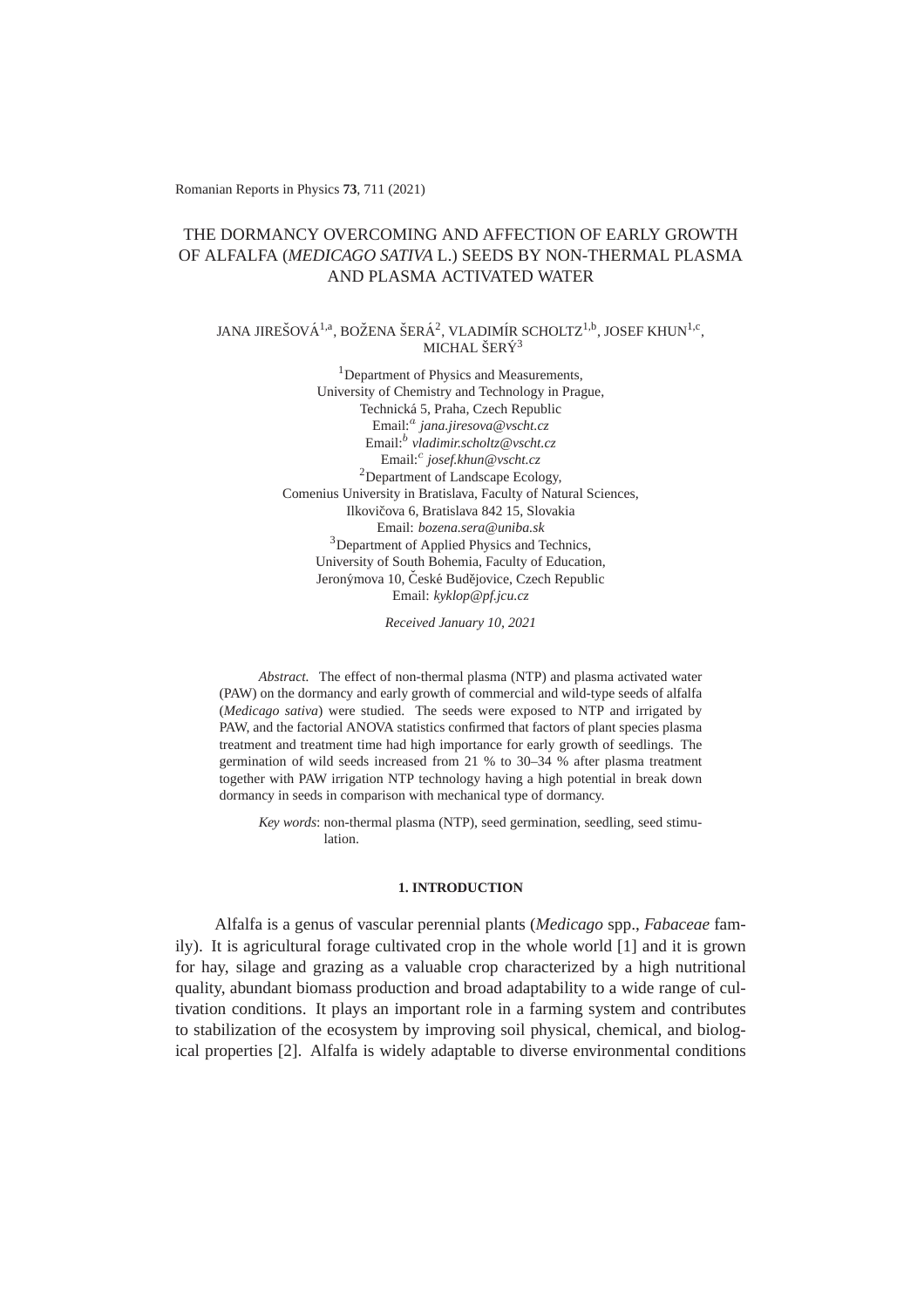# THE DORMANCY OVERCOMING AND AFFECTION OF EARLY GROWTH OF ALFALFA (*MEDICAGO SATIVA* L.) SEEDS BY NON-THERMAL PLASMA AND PLASMA ACTIVATED WATER

JANA JIREŠOVÁ[1,a], BOŽENA ŠERÁ[2], VLADIMÍR SCHOLTZ[1,b], JOSEF KHUN[1,c], MICHAL ŠERÝ[3]

[1]Department of Physics and Measurements,
University of Chemistry and Technology in Prague,
Technická 5, Praha, Czech Republic
Email:[a] *jana.jiresova@vscht.cz*
Email:[b] *vladimir.scholtz@vscht.cz*
Email:[c] *josef.khun@vscht.cz*
[2]Department of Landscape Ecology,
Comenius University in Bratislava, Faculty of Natural Sciences,
Ilkovičova 6, Bratislava 842 15, Slovakia
Email: *bozena.sera@uniba.sk*
[3]Department of Applied Physics and Technics,
University of South Bohemia, Faculty of Education,
Jeronýmova 10, České Budějovice, Czech Republic
Email: *kyklop@pf.jcu.cz*

*Received January 10, 2021*

*Abstract.* The effect of non-thermal plasma (NTP) and plasma activated water (PAW) on the dormancy and early growth of commercial and wild-type seeds of alfalfa (*Medicago sativa*) were studied. The seeds were exposed to NTP and irrigated by PAW, and the factorial ANOVA statistics confirmed that factors of plant species plasma treatment and treatment time had high importance for early growth of seedlings. The germination of wild seeds increased from 21 % to 30–34 % after plasma treatment together with PAW irrigation NTP technology having a high potential in break down dormancy in seeds in comparison with mechanical type of dormancy.

*Key words*: non-thermal plasma (NTP), seed germination, seedling, seed stimulation.

## 1. INTRODUCTION

Alfalfa is a genus of vascular perennial plants (*Medicago* spp., *Fabaceae* family). It is agricultural forage cultivated crop in the whole world [1] and it is grown for hay, silage and grazing as a valuable crop characterized by a high nutritional quality, abundant biomass production and broad adaptability to a wide range of cultivation conditions. It plays an important role in a farming system and contributes to stabilization of the ecosystem by improving soil physical, chemical, and biological properties [2]. Alfalfa is widely adaptable to diverse environmental conditions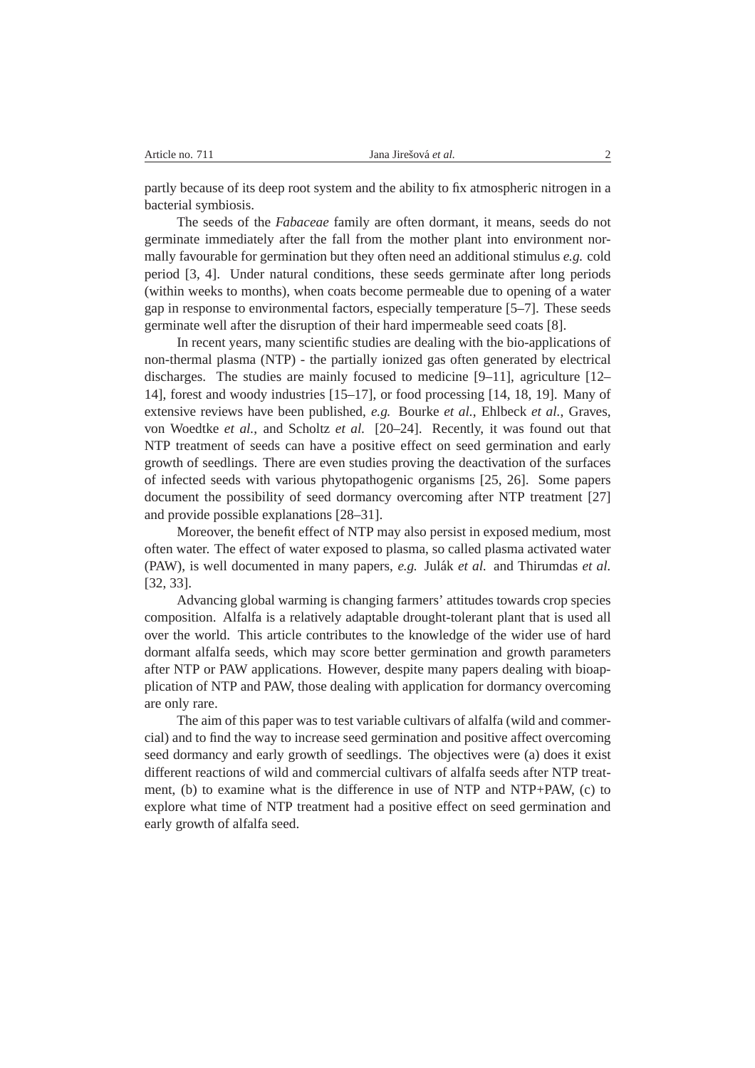partly because of its deep root system and the ability to fix atmospheric nitrogen in a bacterial symbiosis.

The seeds of the *Fabaceae* family are often dormant, it means, seeds do not germinate immediately after the fall from the mother plant into environment normally favourable for germination but they often need an additional stimulus *e.g.* cold period [3, 4]. Under natural conditions, these seeds germinate after long periods (within weeks to months), when coats become permeable due to opening of a water gap in response to environmental factors, especially temperature [5–7]. These seeds germinate well after the disruption of their hard impermeable seed coats [8].

In recent years, many scientific studies are dealing with the bio-applications of non-thermal plasma (NTP) - the partially ionized gas often generated by electrical discharges. The studies are mainly focused to medicine [9–11], agriculture [12–14], forest and woody industries [15–17], or food processing [14, 18, 19]. Many of extensive reviews have been published, *e.g.* Bourke *et al.*, Ehlbeck *et al.*, Graves, von Woedtke *et al.*, and Scholtz *et al.* [20–24]. Recently, it was found out that NTP treatment of seeds can have a positive effect on seed germination and early growth of seedlings. There are even studies proving the deactivation of the surfaces of infected seeds with various phytopathogenic organisms [25, 26]. Some papers document the possibility of seed dormancy overcoming after NTP treatment [27] and provide possible explanations [28–31].

Moreover, the benefit effect of NTP may also persist in exposed medium, most often water. The effect of water exposed to plasma, so called plasma activated water (PAW), is well documented in many papers, *e.g.* Julák *et al.* and Thirumdas *et al.* [32, 33].

Advancing global warming is changing farmers' attitudes towards crop species composition. Alfalfa is a relatively adaptable drought-tolerant plant that is used all over the world. This article contributes to the knowledge of the wider use of hard dormant alfalfa seeds, which may score better germination and growth parameters after NTP or PAW applications. However, despite many papers dealing with bioapplication of NTP and PAW, those dealing with application for dormancy overcoming are only rare.

The aim of this paper was to test variable cultivars of alfalfa (wild and commercial) and to find the way to increase seed germination and positive affect overcoming seed dormancy and early growth of seedlings. The objectives were (a) does it exist different reactions of wild and commercial cultivars of alfalfa seeds after NTP treatment, (b) to examine what is the difference in use of NTP and NTP+PAW, (c) to explore what time of NTP treatment had a positive effect on seed germination and early growth of alfalfa seed.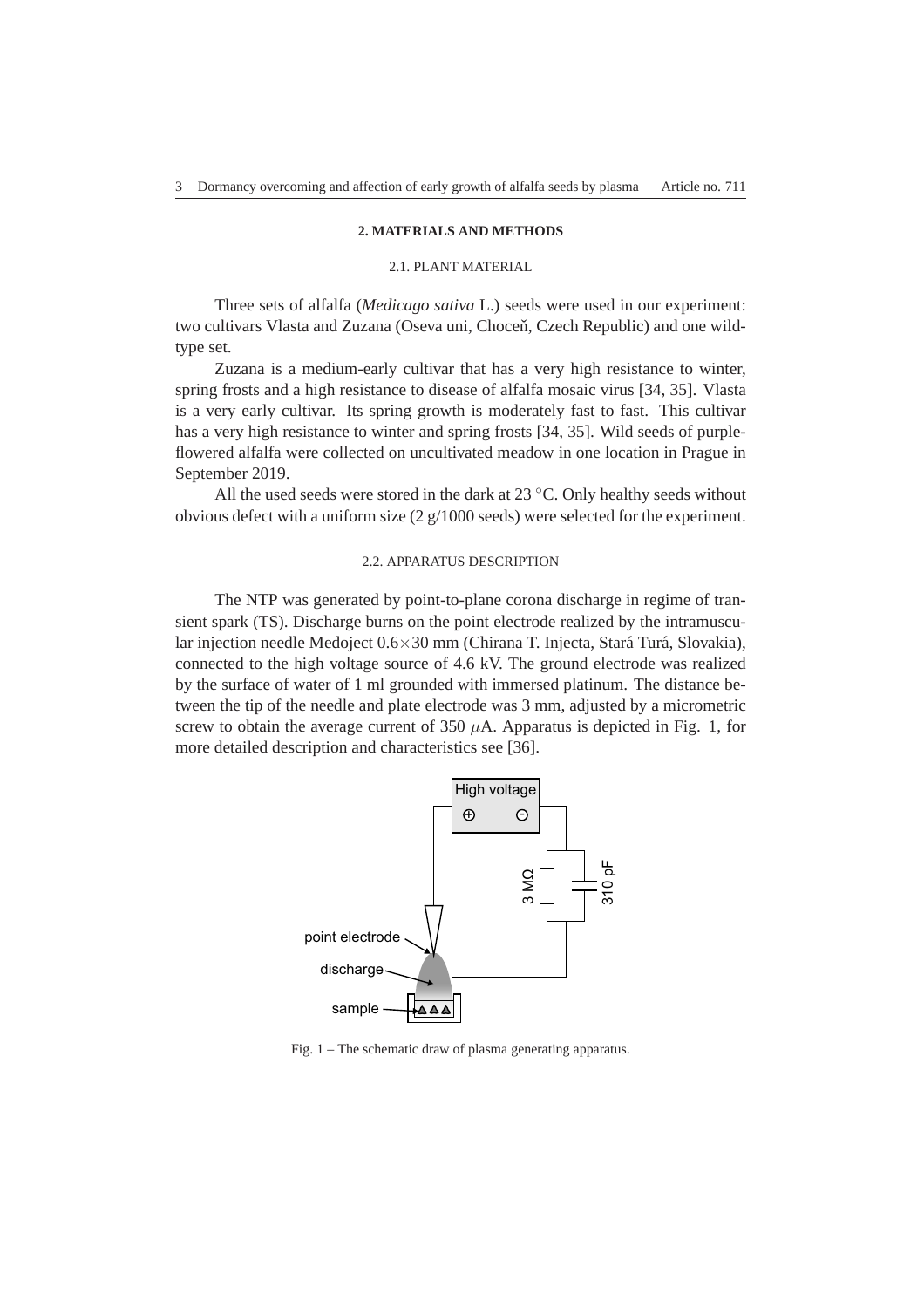## 2. MATERIALS AND METHODS

### 2.1. PLANT MATERIAL

Three sets of alfalfa (*Medicago sativa* L.) seeds were used in our experiment: two cultivars Vlasta and Zuzana (Oseva uni, Choceň, Czech Republic) and one wild-type set.

Zuzana is a medium-early cultivar that has a very high resistance to winter, spring frosts and a high resistance to disease of alfalfa mosaic virus [34, 35]. Vlasta is a very early cultivar. Its spring growth is moderately fast to fast. This cultivar has a very high resistance to winter and spring frosts [34, 35]. Wild seeds of purple-flowered alfalfa were collected on uncultivated meadow in one location in Prague in September 2019.

All the used seeds were stored in the dark at 23 °C. Only healthy seeds without obvious defect with a uniform size (2 g/1000 seeds) were selected for the experiment.

### 2.2. APPARATUS DESCRIPTION

The NTP was generated by point-to-plane corona discharge in regime of transient spark (TS). Discharge burns on the point electrode realized by the intramuscular injection needle Medoject 0.6×30 mm (Chirana T. Injecta, Stará Turá, Slovakia), connected to the high voltage source of 4.6 kV. The ground electrode was realized by the surface of water of 1 ml grounded with immersed platinum. The distance between the tip of the needle and plate electrode was 3 mm, adjusted by a micrometric screw to obtain the average current of 350 $\mu$A. Apparatus is depicted in Fig. 1, for more detailed description and characteristics see [36].

Fig. 1 – The schematic draw of plasma generating apparatus.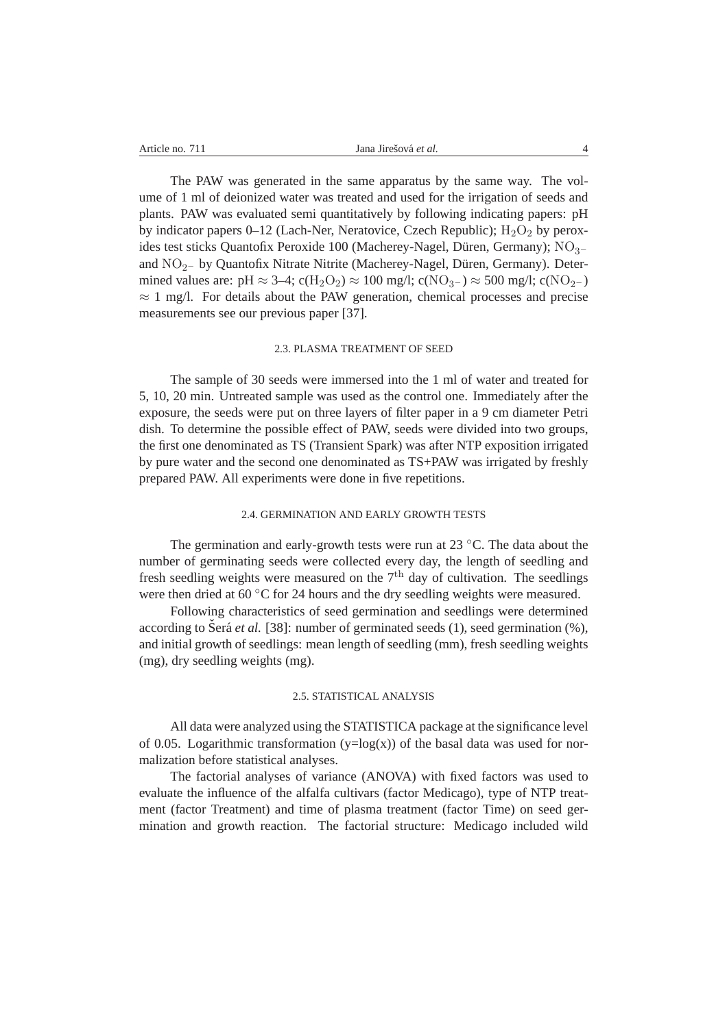The PAW was generated in the same apparatus by the same way. The volume of 1 ml of deionized water was treated and used for the irrigation of seeds and plants. PAW was evaluated semi quantitatively by following indicating papers: pH by indicator papers 0–12 (Lach-Ner, Neratovice, Czech Republic); $H_2O_2$ by peroxides test sticks Quantofix Peroxide 100 (Macherey-Nagel, Düren, Germany); $NO_{3^-}$ and $NO_{2^-}$ by Quantofix Nitrate Nitrite (Macherey-Nagel, Düren, Germany). Determined values are: pH $\approx$ 3–4; c($H_2O_2$) $\approx$ 100 mg/l; c($NO_{3^-}$) $\approx$ 500 mg/l; c($NO_{2^-}$) $\approx$ 1 mg/l. For details about the PAW generation, chemical processes and precise measurements see our previous paper [37].

### 2.3. PLASMA TREATMENT OF SEED

The sample of 30 seeds were immersed into the 1 ml of water and treated for 5, 10, 20 min. Untreated sample was used as the control one. Immediately after the exposure, the seeds were put on three layers of filter paper in a 9 cm diameter Petri dish. To determine the possible effect of PAW, seeds were divided into two groups, the first one denominated as TS (Transient Spark) was after NTP exposition irrigated by pure water and the second one denominated as TS+PAW was irrigated by freshly prepared PAW. All experiments were done in five repetitions.

### 2.4. GERMINATION AND EARLY GROWTH TESTS

The germination and early-growth tests were run at 23 °C. The data about the number of germinating seeds were collected every day, the length of seedling and fresh seedling weights were measured on the $7^{\text{th}}$ day of cultivation. The seedlings were then dried at 60 °C for 24 hours and the dry seedling weights were measured.

Following characteristics of seed germination and seedlings were determined according to Šerá *et al.* [38]: number of germinated seeds (1), seed germination (%), and initial growth of seedlings: mean length of seedling (mm), fresh seedling weights (mg), dry seedling weights (mg).

### 2.5. STATISTICAL ANALYSIS

All data were analyzed using the STATISTICA package at the significance level of 0.05. Logarithmic transformation (y=log(x)) of the basal data was used for normalization before statistical analyses.

The factorial analyses of variance (ANOVA) with fixed factors was used to evaluate the influence of the alfalfa cultivars (factor Medicago), type of NTP treatment (factor Treatment) and time of plasma treatment (factor Time) on seed germination and growth reaction. The factorial structure: Medicago included wild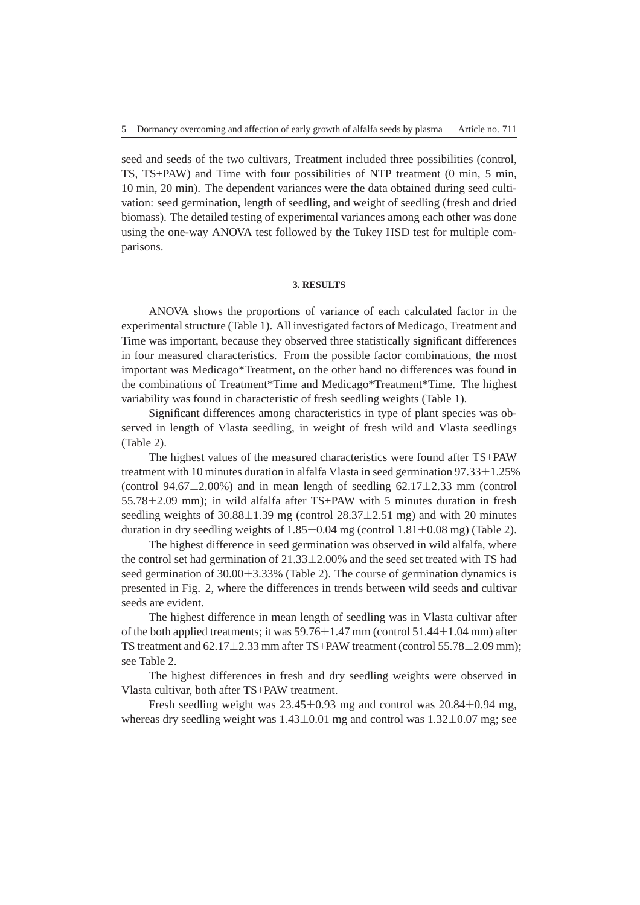seed and seeds of the two cultivars, Treatment included three possibilities (control, TS, TS+PAW) and Time with four possibilities of NTP treatment (0 min, 5 min, 10 min, 20 min). The dependent variances were the data obtained during seed cultivation: seed germination, length of seedling, and weight of seedling (fresh and dried biomass). The detailed testing of experimental variances among each other was done using the one-way ANOVA test followed by the Tukey HSD test for multiple comparisons.

## 3. RESULTS

ANOVA shows the proportions of variance of each calculated factor in the experimental structure (Table 1). All investigated factors of Medicago, Treatment and Time was important, because they observed three statistically significant differences in four measured characteristics. From the possible factor combinations, the most important was Medicago*Treatment, on the other hand no differences was found in the combinations of Treatment*Time and Medicago*Treatment*Time. The highest variability was found in characteristic of fresh seedling weights (Table 1).

Significant differences among characteristics in type of plant species was observed in length of Vlasta seedling, in weight of fresh wild and Vlasta seedlings (Table 2).

The highest values of the measured characteristics were found after TS+PAW treatment with 10 minutes duration in alfalfa Vlasta in seed germination 97.33$\pm$1.25% (control 94.67$\pm$2.00%) and in mean length of seedling 62.17$\pm$2.33 mm (control 55.78$\pm$2.09 mm); in wild alfalfa after TS+PAW with 5 minutes duration in fresh seedling weights of 30.88$\pm$1.39 mg (control 28.37$\pm$2.51 mg) and with 20 minutes duration in dry seedling weights of 1.85$\pm$0.04 mg (control 1.81$\pm$0.08 mg) (Table 2).

The highest difference in seed germination was observed in wild alfalfa, where the control set had germination of 21.33$\pm$2.00% and the seed set treated with TS had seed germination of 30.00$\pm$3.33% (Table 2). The course of germination dynamics is presented in Fig. 2, where the differences in trends between wild seeds and cultivar seeds are evident.

The highest difference in mean length of seedling was in Vlasta cultivar after of the both applied treatments; it was 59.76$\pm$1.47 mm (control 51.44$\pm$1.04 mm) after TS treatment and 62.17$\pm$2.33 mm after TS+PAW treatment (control 55.78$\pm$2.09 mm); see Table 2.

The highest differences in fresh and dry seedling weights were observed in Vlasta cultivar, both after TS+PAW treatment.

Fresh seedling weight was 23.45$\pm$0.93 mg and control was 20.84$\pm$0.94 mg, whereas dry seedling weight was 1.43$\pm$0.01 mg and control was 1.32$\pm$0.07 mg; see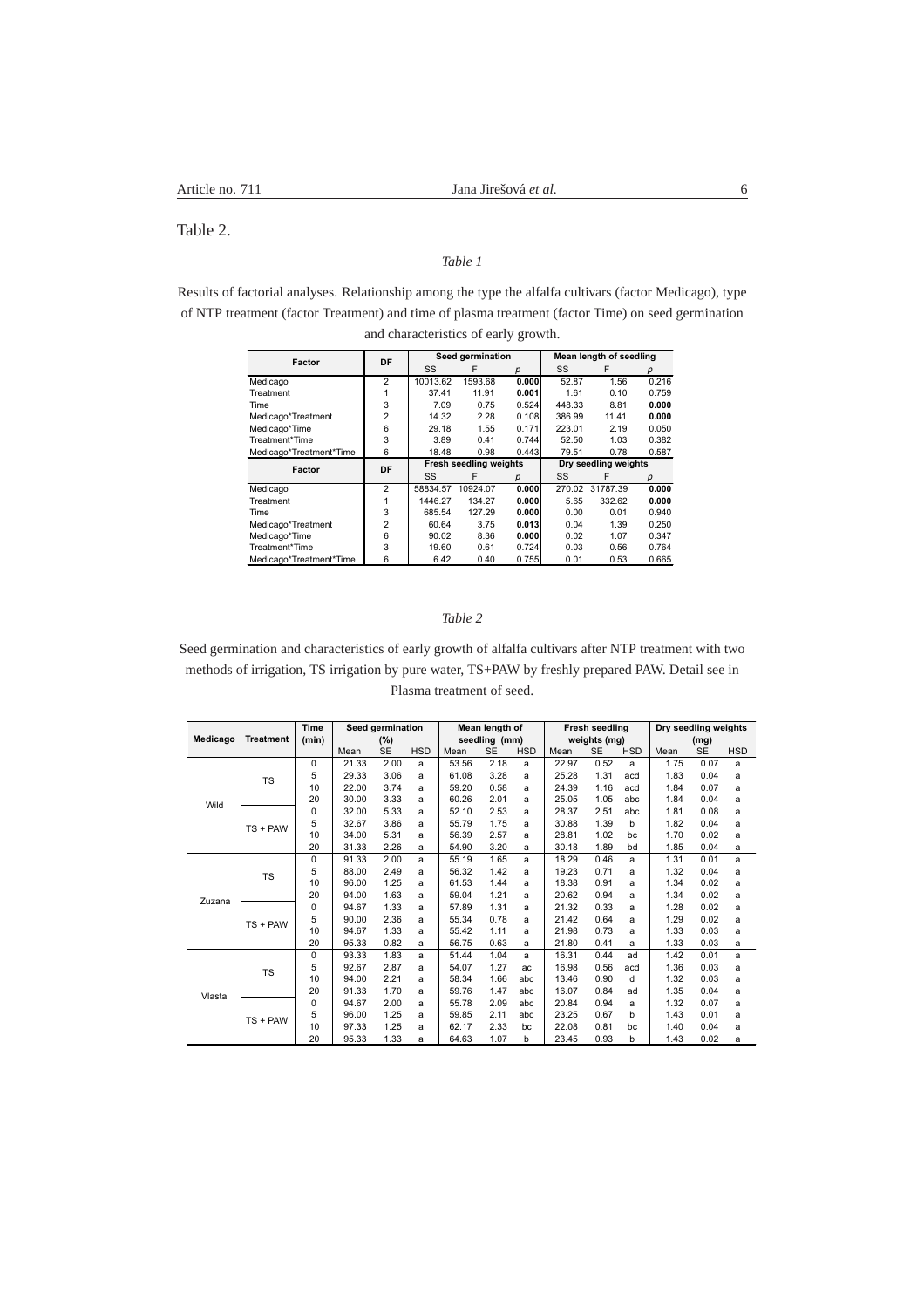Table 2.

*Table 1*

Results of factorial analyses. Relationship among the type the alfalfa cultivars (factor Medicago), type of NTP treatment (factor Treatment) and time of plasma treatment (factor Time) on seed germination and characteristics of early growth.

| Factor | DF | Seed germination | | | Mean length of seedling | | |
|---|---|---|---|---|---|---|---|
| | | SS | F | *p* | SS | F | *p* |
| Medicago | 2 | 10013.62 | 1593.68 | **0.000** | 52.87 | 1.56 | 0.216 |
| Treatment | 1 | 37.41 | 11.91 | **0.001** | 1.61 | 0.10 | 0.759 |
| Time | 3 | 7.09 | 0.75 | 0.524 | 448.33 | 8.81 | **0.000** |
| Medicago*Treatment | 2 | 14.32 | 2.28 | 0.108 | 386.99 | 11.41 | **0.000** |
| Medicago*Time | 6 | 29.18 | 1.55 | 0.171 | 223.01 | 2.19 | 0.050 |
| Treatment*Time | 3 | 3.89 | 0.41 | 0.744 | 52.50 | 1.03 | 0.382 |
| Medicago*Treatment*Time | 6 | 18.48 | 0.98 | 0.443 | 79.51 | 0.78 | 0.587 |
| **Factor** | **DF** | **Fresh seedling weights** | | | **Dry seedling weights** | | |
| | | SS | F | *p* | SS | F | *p* |
| Medicago | 2 | 58834.57 | 10924.07 | **0.000** | 270.02 | 31787.39 | **0.000** |
| Treatment | 1 | 1446.27 | 134.27 | **0.000** | 5.65 | 332.62 | **0.000** |
| Time | 3 | 685.54 | 127.29 | **0.000** | 0.00 | 0.01 | 0.940 |
| Medicago*Treatment | 2 | 60.64 | 3.75 | **0.013** | 0.04 | 1.39 | 0.250 |
| Medicago*Time | 6 | 90.02 | 8.36 | **0.000** | 0.02 | 1.07 | 0.347 |
| Treatment*Time | 3 | 19.60 | 0.61 | 0.724 | 0.03 | 0.56 | 0.764 |
| Medicago*Treatment*Time | 6 | 6.42 | 0.40 | 0.755 | 0.01 | 0.53 | 0.665 |

*Table 2*

Seed germination and characteristics of early growth of alfalfa cultivars after NTP treatment with two methods of irrigation, TS irrigation by pure water, TS+PAW by freshly prepared PAW. Detail see in Plasma treatment of seed.

| Medicago | Treatment | Time (min) | Seed germination (%) | | | Mean length of seedling (mm) | | | Fresh seedling weights (mg) | | | Dry seedling weights (mg) | | |
|---|---|---|---|---|---|---|---|---|---|---|---|---|---|---|
| | | | Mean | SE | HSD | Mean | SE | HSD | Mean | SE | HSD | Mean | SE | HSD |
| Wild | TS | 0 | 21.33 | 2.00 | a | 53.56 | 2.18 | a | 22.97 | 0.52 | a | 1.75 | 0.07 | a |
| | | 5 | 29.33 | 3.06 | a | 61.08 | 3.28 | a | 25.28 | 1.31 | acd | 1.83 | 0.04 | a |
| | | 10 | 22.00 | 3.74 | a | 59.20 | 0.58 | a | 24.39 | 1.16 | acd | 1.84 | 0.07 | a |
| | | 20 | 30.00 | 3.33 | a | 60.26 | 2.01 | a | 25.05 | 1.05 | abc | 1.84 | 0.04 | a |
| | TS + PAW | 0 | 32.00 | 5.33 | a | 52.10 | 2.53 | a | 28.37 | 2.51 | abc | 1.81 | 0.08 | a |
| | | 5 | 32.67 | 3.86 | a | 55.79 | 1.75 | a | 30.88 | 1.39 | b | 1.82 | 0.04 | a |
| | | 10 | 34.00 | 5.31 | a | 56.39 | 2.57 | a | 28.81 | 1.02 | bc | 1.70 | 0.02 | a |
| | | 20 | 31.33 | 2.26 | a | 54.90 | 3.20 | a | 30.18 | 1.89 | bd | 1.85 | 0.04 | a |
| Zuzana | TS | 0 | 91.33 | 2.00 | a | 55.19 | 1.65 | a | 18.29 | 0.46 | a | 1.31 | 0.01 | a |
| | | 5 | 88.00 | 2.49 | a | 56.32 | 1.42 | a | 19.23 | 0.71 | a | 1.32 | 0.04 | a |
| | | 10 | 96.00 | 1.25 | a | 61.53 | 1.44 | a | 18.38 | 0.91 | a | 1.34 | 0.02 | a |
| | | 20 | 94.00 | 1.63 | a | 59.04 | 1.21 | a | 20.62 | 0.94 | a | 1.34 | 0.02 | a |
| | TS + PAW | 0 | 94.67 | 1.33 | a | 57.89 | 1.31 | a | 21.32 | 0.33 | a | 1.28 | 0.02 | a |
| | | 5 | 90.00 | 2.36 | a | 55.34 | 0.78 | a | 21.42 | 0.64 | a | 1.29 | 0.02 | a |
| | | 10 | 94.67 | 1.33 | a | 55.42 | 1.11 | a | 21.98 | 0.73 | a | 1.33 | 0.03 | a |
| | | 20 | 95.33 | 0.82 | a | 56.75 | 0.63 | a | 21.80 | 0.41 | a | 1.33 | 0.03 | a |
| Vlasta | TS | 0 | 93.33 | 1.83 | a | 51.44 | 1.04 | a | 16.31 | 0.44 | ad | 1.42 | 0.01 | a |
| | | 5 | 92.67 | 2.87 | a | 54.07 | 1.27 | ac | 16.98 | 0.56 | acd | 1.36 | 0.03 | a |
| | | 10 | 94.00 | 2.21 | a | 58.34 | 1.66 | abc | 13.46 | 0.90 | d | 1.32 | 0.03 | a |
| | | 20 | 91.33 | 1.70 | a | 59.76 | 1.47 | abc | 16.07 | 0.84 | ad | 1.35 | 0.04 | a |
| | TS + PAW | 0 | 94.67 | 2.00 | a | 55.78 | 2.09 | abc | 20.84 | 0.94 | a | 1.32 | 0.07 | a |
| | | 5 | 96.00 | 1.25 | a | 59.85 | 2.11 | abc | 23.25 | 0.67 | b | 1.43 | 0.01 | a |
| | | 10 | 97.33 | 1.25 | a | 62.17 | 2.33 | bc | 22.08 | 0.81 | bc | 1.40 | 0.04 | a |
| | | 20 | 95.33 | 1.33 | a | 64.63 | 1.07 | b | 23.45 | 0.93 | b | 1.43 | 0.02 | a |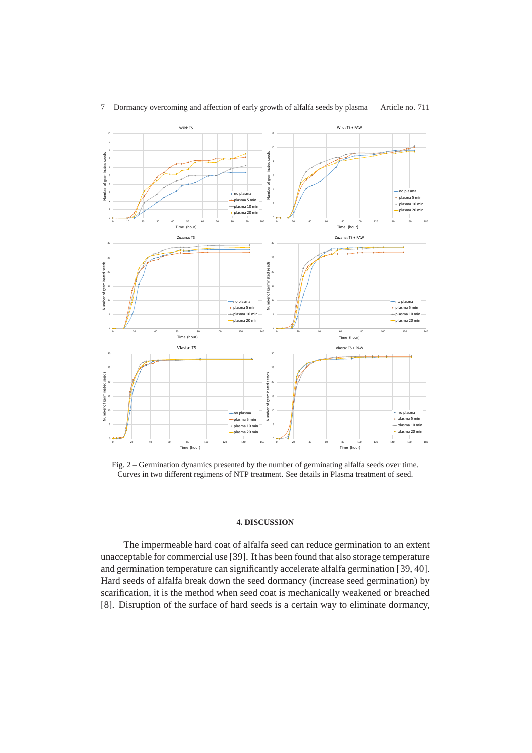Fig. 2 – Germination dynamics presented by the number of germinating alfalfa seeds over time. Curves in two different regimens of NTP treatment. See details in Plasma treatment of seed.

## 4. DISCUSSION

The impermeable hard coat of alfalfa seed can reduce germination to an extent unacceptable for commercial use [39]. It has been found that also storage temperature and germination temperature can significantly accelerate alfalfa germination [39, 40]. Hard seeds of alfalfa break down the seed dormancy (increase seed germination) by scarification, it is the method when seed coat is mechanically weakened or breached [8]. Disruption of the surface of hard seeds is a certain way to eliminate dormancy,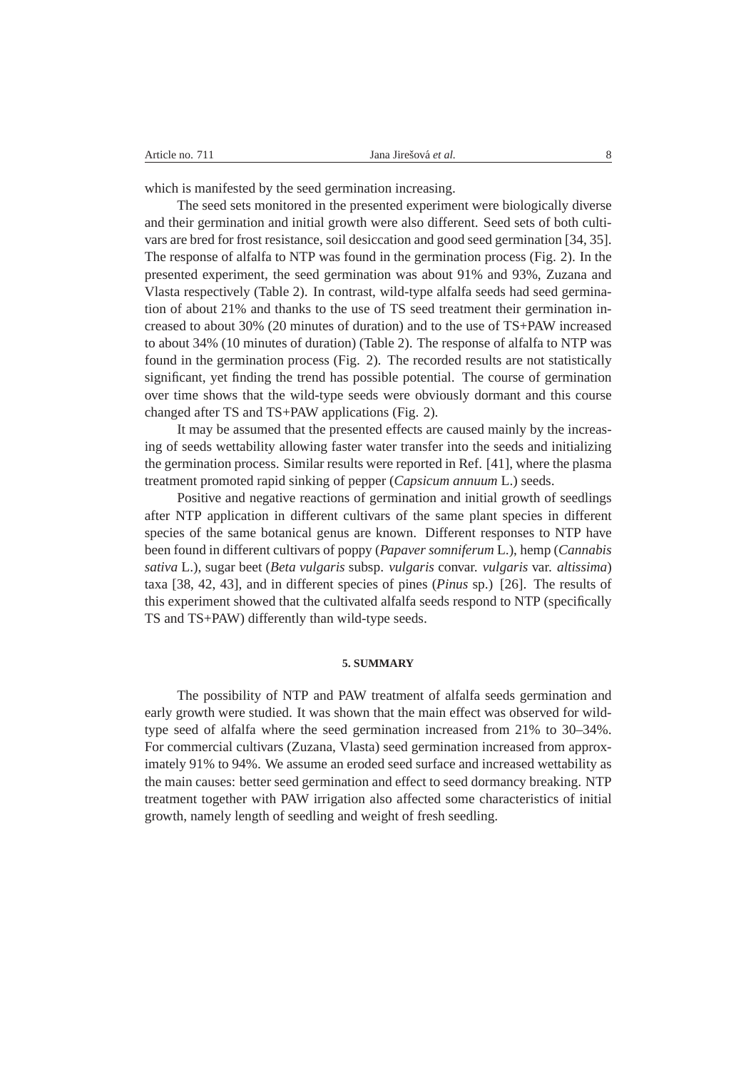which is manifested by the seed germination increasing.

The seed sets monitored in the presented experiment were biologically diverse and their germination and initial growth were also different. Seed sets of both cultivars are bred for frost resistance, soil desiccation and good seed germination [34, 35]. The response of alfalfa to NTP was found in the germination process (Fig. 2). In the presented experiment, the seed germination was about 91% and 93%, Zuzana and Vlasta respectively (Table 2). In contrast, wild-type alfalfa seeds had seed germination of about 21% and thanks to the use of TS seed treatment their germination increased to about 30% (20 minutes of duration) and to the use of TS+PAW increased to about 34% (10 minutes of duration) (Table 2). The response of alfalfa to NTP was found in the germination process (Fig. 2). The recorded results are not statistically significant, yet finding the trend has possible potential. The course of germination over time shows that the wild-type seeds were obviously dormant and this course changed after TS and TS+PAW applications (Fig. 2).

It may be assumed that the presented effects are caused mainly by the increasing of seeds wettability allowing faster water transfer into the seeds and initializing the germination process. Similar results were reported in Ref. [41], where the plasma treatment promoted rapid sinking of pepper (*Capsicum annuum* L.) seeds.

Positive and negative reactions of germination and initial growth of seedlings after NTP application in different cultivars of the same plant species in different species of the same botanical genus are known. Different responses to NTP have been found in different cultivars of poppy (*Papaver somniferum* L.), hemp (*Cannabis sativa* L.), sugar beet (*Beta vulgaris* subsp. *vulgaris* convar. *vulgaris* var. *altissima*) taxa [38, 42, 43], and in different species of pines (*Pinus* sp.) [26]. The results of this experiment showed that the cultivated alfalfa seeds respond to NTP (specifically TS and TS+PAW) differently than wild-type seeds.

## 5. SUMMARY

The possibility of NTP and PAW treatment of alfalfa seeds germination and early growth were studied. It was shown that the main effect was observed for wild-type seed of alfalfa where the seed germination increased from 21% to 30–34%. For commercial cultivars (Zuzana, Vlasta) seed germination increased from approximately 91% to 94%. We assume an eroded seed surface and increased wettability as the main causes: better seed germination and effect to seed dormancy breaking. NTP treatment together with PAW irrigation also affected some characteristics of initial growth, namely length of seedling and weight of fresh seedling.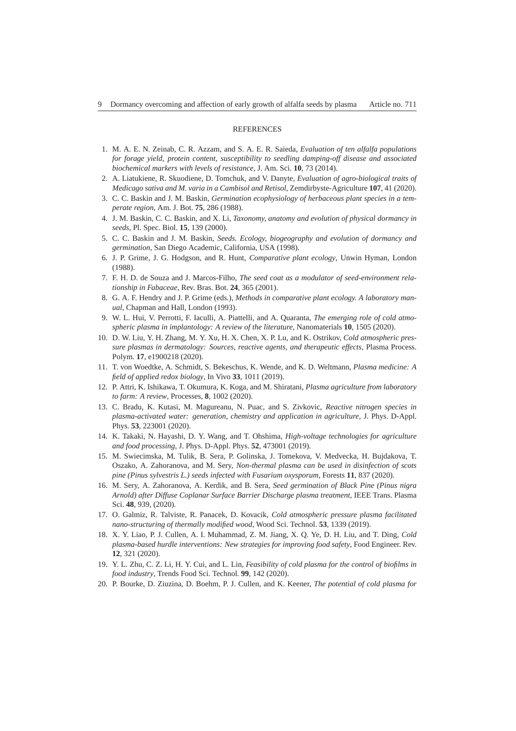## REFERENCES

1. M. A. E. N. Zeinab, C. R. Azzam, and S. A. E. R. Saieda, *Evaluation of ten alfalfa populations for forage yield, protein content, susceptibility to seedling damping-off disease and associated biochemical markers with levels of resistance*, J. Am. Sci. **10**, 73 (2014).
2. A. Liatukiene, R. Skuodiene, D. Tomchuk, and V. Danyte, *Evaluation of agro-biological traits of Medicago sativa and M. varia in a Cambisol and Retisol*, Zemdirbyste-Agriculture **107**, 41 (2020).
3. C. C. Baskin and J. M. Baskin, *Germination ecophysiology of herbaceous plant species in a temperate region*, Am. J. Bot. **75**, 286 (1988).
4. J. M. Baskin, C. C. Baskin, and X. Li, *Taxonomy, anatomy and evolution of physical dormancy in seeds*, Pl. Spec. Biol. **15**, 139 (2000).
5. C. C. Baskin and J. M. Baskin, *Seeds. Ecology, biogeography and evolution of dormancy and germination*, San Diego Academic, California, USA (1998).
6. J. P. Grime, J. G. Hodgson, and R. Hunt, *Comparative plant ecology*, Unwin Hyman, London (1988).
7. F. H. D. de Souza and J. Marcos-Filho, *The seed coat as a modulator of seed-environment relationship in Fabaceae*, Rev. Bras. Bot. **24**, 365 (2001).
8. G. A. F. Hendry and J. P. Grime (eds.), *Methods in comparative plant ecology. A laboratory manual*, Chapman and Hall, London (1993).
9. W. L. Hui, V. Perrotti, F. Iaculli, A. Piattelli, and A. Quaranta, *The emerging role of cold atmospheric plasma in implantology: A review of the literature*, Nanomaterials **10**, 1505 (2020).
10. D. W. Liu, Y. H. Zhang, M. Y. Xu, H. X. Chen, X. P. Lu, and K. Ostrikov, *Cold atmospheric pressure plasmas in dermatology: Sources, reactive agents, and therapeutic effects*, Plasma Process. Polym. **17**, e1900218 (2020).
11. T. von Woedtke, A. Schmidt, S. Bekeschus, K. Wende, and K. D. Weltmann, *Plasma medicine: A field of applied redox biology*, In Vivo **33**, 1011 (2019).
12. P. Attri, K. Ishikawa, T. Okumura, K. Koga, and M. Shiratani, *Plasma agriculture from laboratory to farm: A review*, Processes, **8**, 1002 (2020).
13. C. Bradu, K. Kutasi, M. Magureanu, N. Puac, and S. Zivkovic, *Reactive nitrogen species in plasma-activated water: generation, chemistry and application in agriculture*, J. Phys. D-Appl. Phys. **53**, 223001 (2020).
14. K. Takaki, N. Hayashi, D. Y. Wang, and T. Ohshima, *High-voltage technologies for agriculture and food processing*, J. Phys. D-Appl. Phys. **52**, 473001 (2019).
15. M. Swiecimska, M. Tulik, B. Sera, P. Golinska, J. Tomekova, V. Medvecka, H. Bujdakova, T. Oszako, A. Zahoranova, and M. Sery, *Non-thermal plasma can be used in disinfection of scots pine (Pinus sylvestris L.) seeds infected with Fusarium oxysporum*, Forests **11**, 837 (2020).
16. M. Sery, A. Zahoranova, A. Kerdik, and B. Sera, *Seed germination of Black Pine (Pinus nigra Arnold) after Diffuse Coplanar Surface Barrier Discharge plasma treatment*, IEEE Trans. Plasma Sci. **48**, 939, (2020).
17. O. Galmiz, R. Talviste, R. Panacek, D. Kovacik, *Cold atmospheric pressure plasma facilitated nano-structuring of thermally modified wood*, Wood Sci. Technol. **53**, 1339 (2019).
18. X. Y. Liao, P. J. Cullen, A. I. Muhammad, Z. M. Jiang, X. Q. Ye, D. H. Liu, and T. Ding, *Cold plasma-based hurdle interventions: New strategies for improving food safety*, Food Engineer. Rev. **12**, 321 (2020).
19. Y. L. Zhu, C. Z. Li, H. Y. Cui, and L. Lin, *Feasibility of cold plasma for the control of biofilms in food industry*, Trends Food Sci. Technol. **99**, 142 (2020).
20. P. Bourke, D. Ziuzina, D. Boehm, P. J. Cullen, and K. Keener, *The potential of cold plasma for*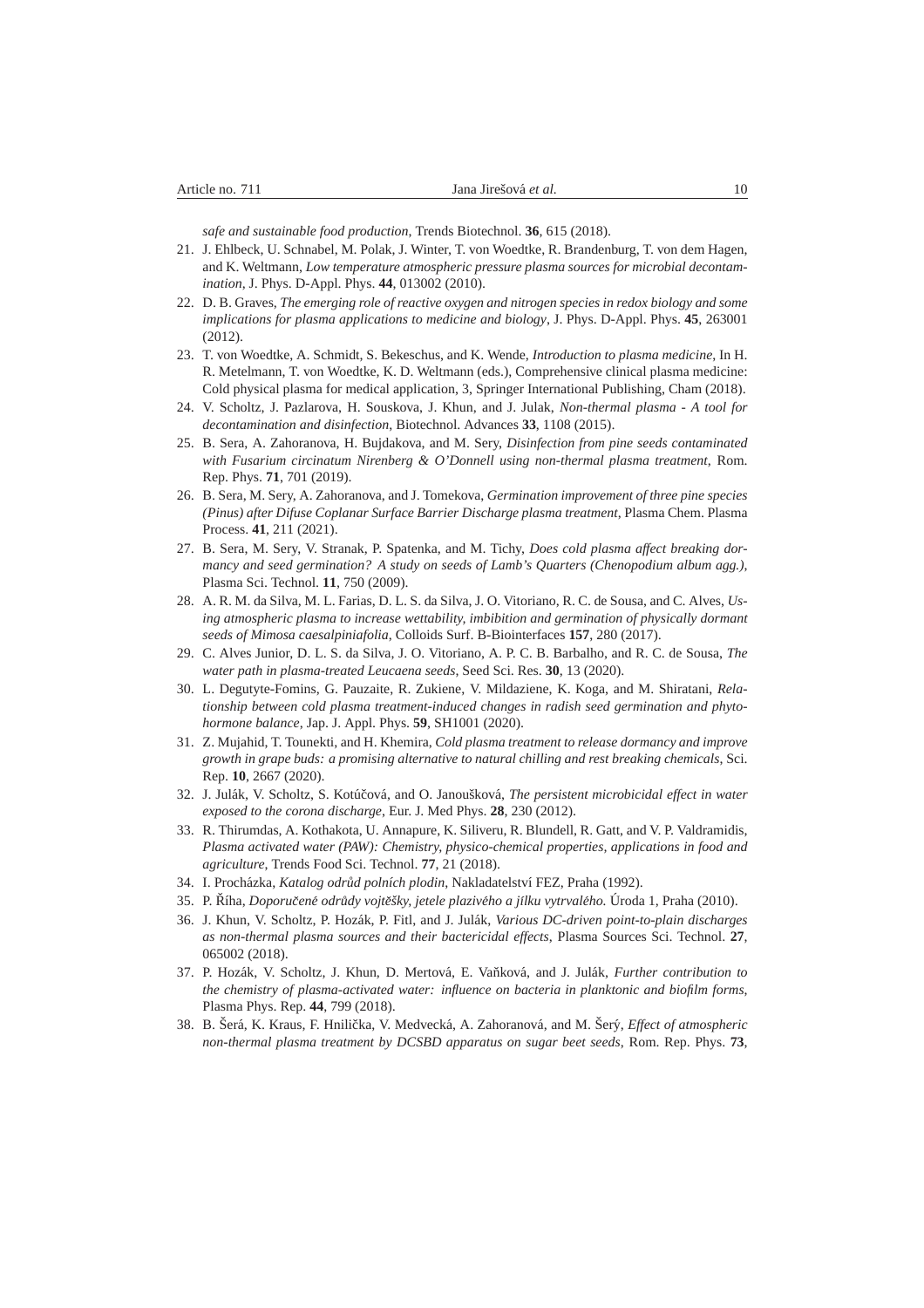*safe and sustainable food production*, Trends Biotechnol. **36**, 615 (2018).

21. J. Ehlbeck, U. Schnabel, M. Polak, J. Winter, T. von Woedtke, R. Brandenburg, T. von dem Hagen, and K. Weltmann, *Low temperature atmospheric pressure plasma sources for microbial decontamination*, J. Phys. D-Appl. Phys. **44**, 013002 (2010).
22. D. B. Graves, *The emerging role of reactive oxygen and nitrogen species in redox biology and some implications for plasma applications to medicine and biology*, J. Phys. D-Appl. Phys. **45**, 263001 (2012).
23. T. von Woedtke, A. Schmidt, S. Bekeschus, and K. Wende, *Introduction to plasma medicine*, In H. R. Metelmann, T. von Woedtke, K. D. Weltmann (eds.), Comprehensive clinical plasma medicine: Cold physical plasma for medical application, 3, Springer International Publishing, Cham (2018).
24. V. Scholtz, J. Pazlarova, H. Souskova, J. Khun, and J. Julak, *Non-thermal plasma - A tool for decontamination and disinfection*, Biotechnol. Advances **33**, 1108 (2015).
25. B. Sera, A. Zahoranova, H. Bujdakova, and M. Sery, *Disinfection from pine seeds contaminated with Fusarium circinatum Nirenberg & O'Donnell using non-thermal plasma treatment*, Rom. Rep. Phys. **71**, 701 (2019).
26. B. Sera, M. Sery, A. Zahoranova, and J. Tomekova, *Germination improvement of three pine species (Pinus) after Difuse Coplanar Surface Barrier Discharge plasma treatment*, Plasma Chem. Plasma Process. **41**, 211 (2021).
27. B. Sera, M. Sery, V. Stranak, P. Spatenka, and M. Tichy, *Does cold plasma affect breaking dormancy and seed germination? A study on seeds of Lamb's Quarters (Chenopodium album agg.)*, Plasma Sci. Technol. **11**, 750 (2009).
28. A. R. M. da Silva, M. L. Farias, D. L. S. da Silva, J. O. Vitoriano, R. C. de Sousa, and C. Alves, *Using atmospheric plasma to increase wettability, imbibition and germination of physically dormant seeds of Mimosa caesalpiniafolia*, Colloids Surf. B-Biointerfaces **157**, 280 (2017).
29. C. Alves Junior, D. L. S. da Silva, J. O. Vitoriano, A. P. C. B. Barbalho, and R. C. de Sousa, *The water path in plasma-treated Leucaena seeds*, Seed Sci. Res. **30**, 13 (2020).
30. L. Degutyte-Fomins, G. Pauzaite, R. Zukiene, V. Mildaziene, K. Koga, and M. Shiratani, *Relationship between cold plasma treatment-induced changes in radish seed germination and phytohormone balance*, Jap. J. Appl. Phys. **59**, SH1001 (2020).
31. Z. Mujahid, T. Tounekti, and H. Khemira, *Cold plasma treatment to release dormancy and improve growth in grape buds: a promising alternative to natural chilling and rest breaking chemicals*, Sci. Rep. **10**, 2667 (2020).
32. J. Julák, V. Scholtz, S. Kotúčová, and O. Janoušková, *The persistent microbicidal effect in water exposed to the corona discharge*, Eur. J. Med Phys. **28**, 230 (2012).
33. R. Thirumdas, A. Kothakota, U. Annapure, K. Siliveru, R. Blundell, R. Gatt, and V. P. Valdramidis, *Plasma activated water (PAW): Chemistry, physico-chemical properties, applications in food and agriculture*, Trends Food Sci. Technol. **77**, 21 (2018).
34. I. Procházka, *Katalog odrůd polních plodin*, Nakladatelství FEZ, Praha (1992).
35. P. Říha, *Doporučené odrůdy vojtěšky, jetele plazivého a jílku vytrvalého.* Úroda 1, Praha (2010).
36. J. Khun, V. Scholtz, P. Hozák, P. Fitl, and J. Julák, *Various DC-driven point-to-plain discharges as non-thermal plasma sources and their bactericidal effects*, Plasma Sources Sci. Technol. **27**, 065002 (2018).
37. P. Hozák, V. Scholtz, J. Khun, D. Mertová, E. Vaňková, and J. Julák, *Further contribution to the chemistry of plasma-activated water: influence on bacteria in planktonic and biofilm forms*, Plasma Phys. Rep. **44**, 799 (2018).
38. B. Šerá, K. Kraus, F. Hniličká, V. Medvecká, A. Zahoranová, and M. Šerý, *Effect of atmospheric non-thermal plasma treatment by DCSBD apparatus on sugar beet seeds*, Rom. Rep. Phys. **73**,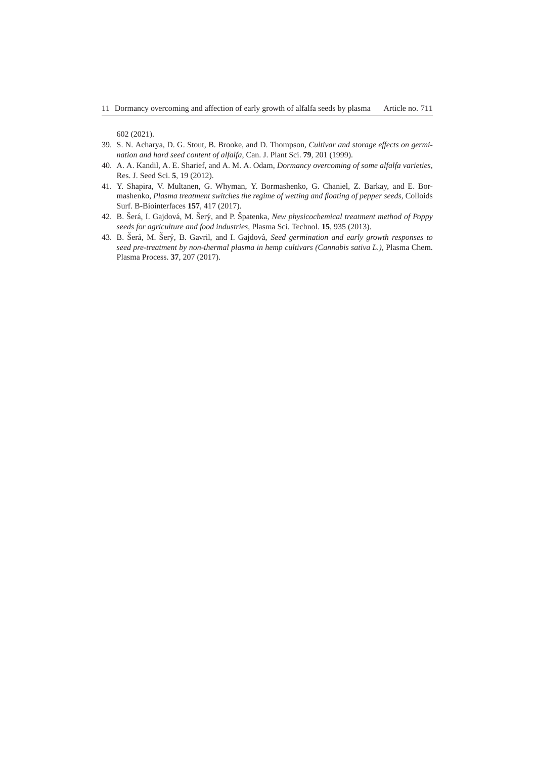602 (2021).

39. S. N. Acharya, D. G. Stout, B. Brooke, and D. Thompson, *Cultivar and storage effects on germination and hard seed content of alfalfa*, Can. J. Plant Sci. **79**, 201 (1999).
40. A. A. Kandil, A. E. Sharief, and A. M. A. Odam, *Dormancy overcoming of some alfalfa varieties*, Res. J. Seed Sci. **5**, 19 (2012).
41. Y. Shapira, V. Multanen, G. Whyman, Y. Bormashenko, G. Chaniel, Z. Barkay, and E. Bormashenko, *Plasma treatment switches the regime of wetting and floating of pepper seeds*, Colloids Surf. B-Biointerfaces **157**, 417 (2017).
42. B. Šerá, I. Gajdová, M. Šerý, and P. Špatenka, *New physicochemical treatment method of Poppy seeds for agriculture and food industries*, Plasma Sci. Technol. **15**, 935 (2013).
43. B. Šerá, M. Šerý, B. Gavril, and I. Gajdová, *Seed germination and early growth responses to seed pre-treatment by non-thermal plasma in hemp cultivars (Cannabis sativa L.)*, Plasma Chem. Plasma Process. **37**, 207 (2017).